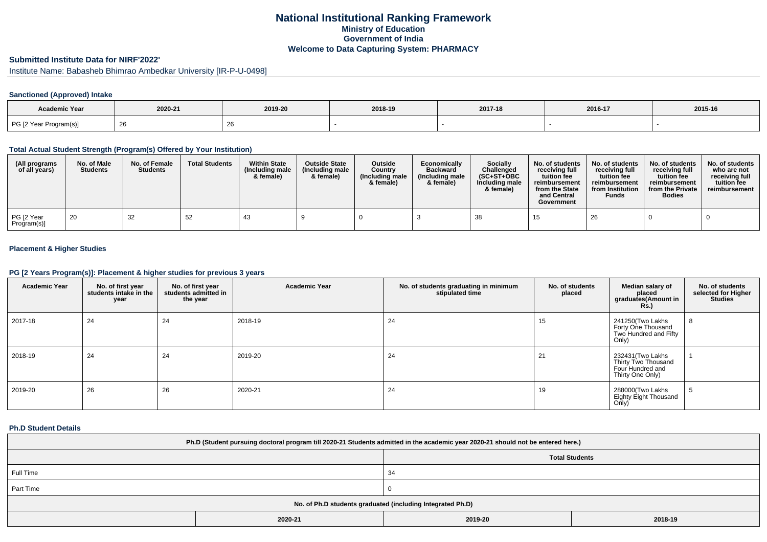# National Institutional Ranking Framework

**Ministry of Education**
**Government of India**
**Welcome to Data Capturing System: PHARMACY**

## Submitted Institute Data for NIRF'2022'

Institute Name: Babasheb Bhimrao Ambedkar University [IR-P-U-0498]

### Sanctioned (Approved) Intake

| Academic Year | 2020-21 | 2019-20 | 2018-19 | 2017-18 | 2016-17 | 2015-16 |
|---|---|---|---|---|---|---|
| PG [2 Year Program(s)] | 26 | 26 | - | - | - | - |

### Total Actual Student Strength (Program(s) Offered by Your Institution)

| (All programs of all years) | No. of Male Students | No. of Female Students | Total Students | Within State (Including male & female) | Outside State (Including male & female) | Outside Country (Including male & female) | Economically Backward (Including male & female) | Socially Challenged (SC+ST+OBC Including male & female) | No. of students receiving full tuition fee reimbursement from the State and Central Government | No. of students receiving full tuition fee reimbursement from Institution Funds | No. of students receiving full tuition fee reimbursement from the Private Bodies | No. of students who are not receiving full tuition fee reimbursement |
|---|---|---|---|---|---|---|---|---|---|---|---|---|
| PG [2 Year Program(s)] | 20 | 32 | 52 | 43 | 9 | 0 | 3 | 38 | 15 | 26 | 0 | 0 |

### Placement & Higher Studies

### PG [2 Years Program(s)]: Placement & higher studies for previous 3 years

| Academic Year | No. of first year students intake in the year | No. of first year students admitted in the year | Academic Year | No. of students graduating in minimum stipulated time | No. of students placed | Median salary of placed graduates(Amount in Rs.) | No. of students selected for Higher Studies |
|---|---|---|---|---|---|---|---|
| 2017-18 | 24 | 24 | 2018-19 | 24 | 15 | 241250(Two Lakhs Forty One Thousand Two Hundred and Fifty Only) | 8 |
| 2018-19 | 24 | 24 | 2019-20 | 24 | 21 | 232431(Two Lakhs Thirty Two Thousand Four Hundred and Thirty One Only) | 1 |
| 2019-20 | 26 | 26 | 2020-21 | 24 | 19 | 288000(Two Lakhs Eighty Eight Thousand Only) | 5 |

### Ph.D Student Details

| Ph.D (Student pursuing doctoral program till 2020-21 Students admitted in the academic year 2020-21 should not be entered here.) | |
|---|---|
| | Total Students |
| Full Time | 34 |
| Part Time | 0 |

| No. of Ph.D students graduated (including Integrated Ph.D) | | | |
|---|---|---|---|
| | 2020-21 | 2019-20 | 2018-19 |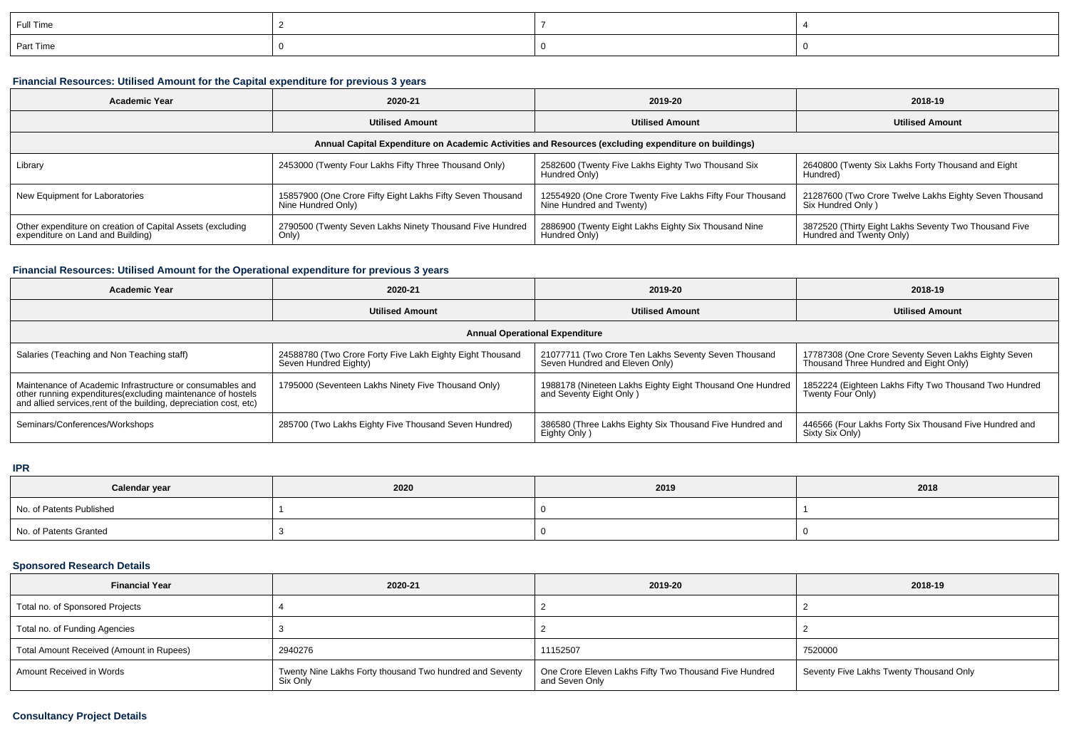| Full Time | 2 | 7 | 4 |
|---|---|---|---|
| Part Time | 0 | 0 | 0 |

### Financial Resources: Utilised Amount for the Capital expenditure for previous 3 years

| Academic Year | 2020-21 | 2019-20 | 2018-19 |
|---|---|---|---|
| | Utilised Amount | Utilised Amount | Utilised Amount |
| Annual Capital Expenditure on Academic Activities and Resources (excluding expenditure on buildings) | | | |
| Library | 2453000 (Twenty Four Lakhs Fifty Three Thousand Only) | 2582600 (Twenty Five Lakhs Eighty Two Thousand Six Hundred Only) | 2640800 (Twenty Six Lakhs Forty Thousand and Eight Hundred) |
| New Equipment for Laboratories | 15857900 (One Crore Fifty Eight Lakhs Fifty Seven Thousand Nine Hundred Only) | 12554920 (One Crore Twenty Five Lakhs Fifty Four Thousand Nine Hundred and Twenty) | 21287600 (Two Crore Twelve Lakhs Eighty Seven Thousand Six Hundred Only ) |
| Other expenditure on creation of Capital Assets (excluding expenditure on Land and Building) | 2790500 (Twenty Seven Lakhs Ninety Thousand Five Hundred Only) | 2886900 (Twenty Eight Lakhs Eighty Six Thousand Nine Hundred Only) | 3872520 (Thirty Eight Lakhs Seventy Two Thousand Five Hundred and Twenty Only) |

### Financial Resources: Utilised Amount for the Operational expenditure for previous 3 years

| Academic Year | 2020-21 | 2019-20 | 2018-19 |
|---|---|---|---|
| | Utilised Amount | Utilised Amount | Utilised Amount |
| Annual Operational Expenditure | | | |
| Salaries (Teaching and Non Teaching staff) | 24588780 (Two Crore Forty Five Lakh Eighty Eight Thousand Seven Hundred Eighty) | 21077711 (Two Crore Ten Lakhs Seventy Seven Thousand Seven Hundred and Eleven Only) | 17787308 (One Crore Seventy Seven Lakhs Eighty Seven Thousand Three Hundred and Eight Only) |
| Maintenance of Academic Infrastructure or consumables and other running expenditures(excluding maintenance of hostels and allied services,rent of the building, depreciation cost, etc) | 1795000 (Seventeen Lakhs Ninety Five Thousand Only) | 1988178 (Nineteen Lakhs Eighty Eight Thousand One Hundred and Seventy Eight Only ) | 1852224 (Eighteen Lakhs Fifty Two Thousand Two Hundred Twenty Four Only) |
| Seminars/Conferences/Workshops | 285700 (Two Lakhs Eighty Five Thousand Seven Hundred) | 386580 (Three Lakhs Eighty Six Thousand Five Hundred and Eighty Only ) | 446566 (Four Lakhs Forty Six Thousand Five Hundred and Sixty Six Only) |

### IPR

| Calendar year | 2020 | 2019 | 2018 |
|---|---|---|---|
| No. of Patents Published | 1 | 0 | 1 |
| No. of Patents Granted | 3 | 0 | 0 |

### Sponsored Research Details

| Financial Year | 2020-21 | 2019-20 | 2018-19 |
|---|---|---|---|
| Total no. of Sponsored Projects | 4 | 2 | 2 |
| Total no. of Funding Agencies | 3 | 2 | 2 |
| Total Amount Received (Amount in Rupees) | 2940276 | 11152507 | 7520000 |
| Amount Received in Words | Twenty Nine Lakhs Forty thousand Two hundred and Seventy Six Only | One Crore Eleven Lakhs Fifty Two Thousand Five Hundred and Seven Only | Seventy Five Lakhs Twenty Thousand Only |

### Consultancy Project Details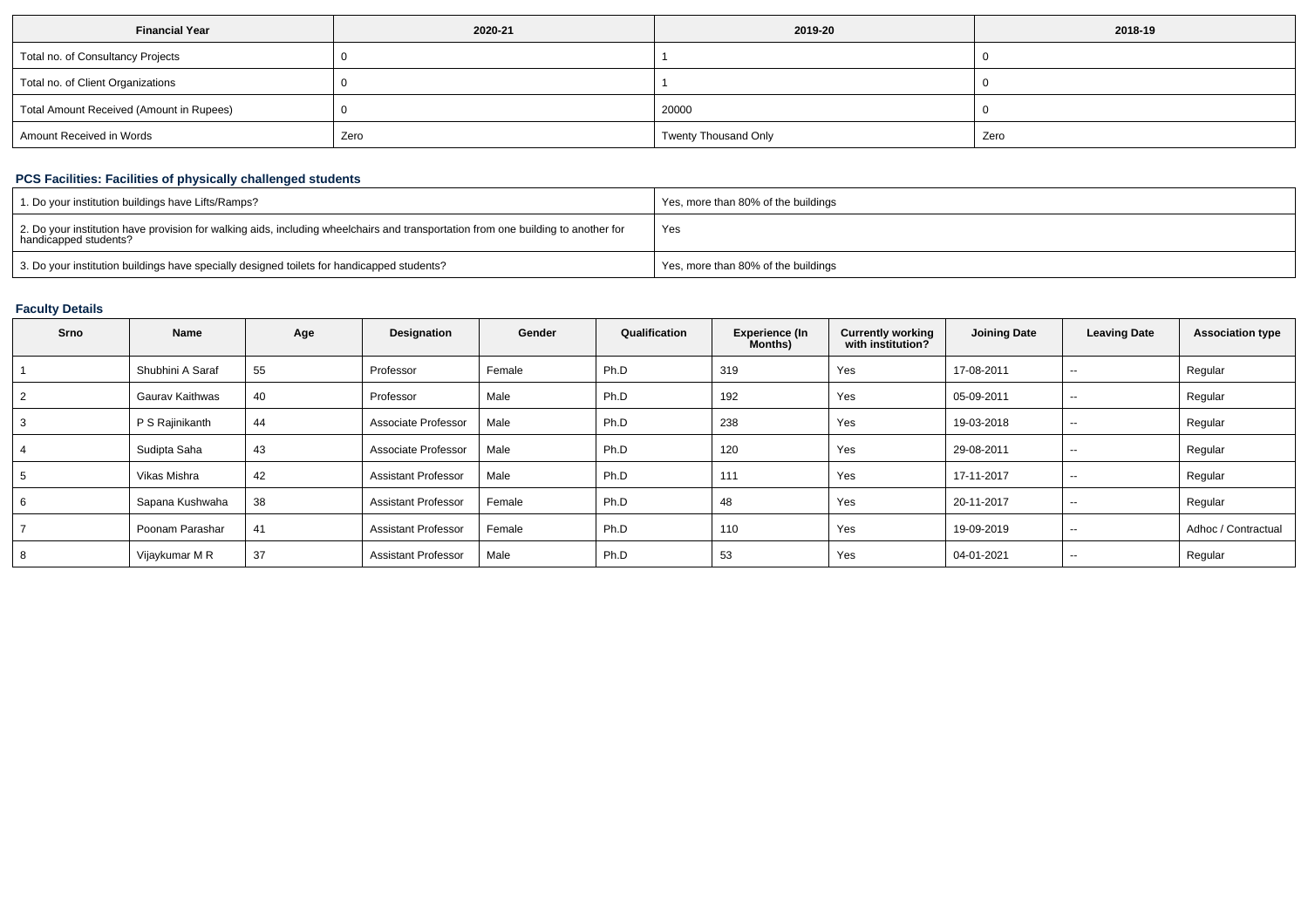| Financial Year | 2020-21 | 2019-20 | 2018-19 |
|---|---|---|---|
| Total no. of Consultancy Projects | 0 | 1 | 0 |
| Total no. of Client Organizations | 0 | 1 | 0 |
| Total Amount Received (Amount in Rupees) | 0 | 20000 | 0 |
| Amount Received in Words | Zero | Twenty Thousand Only | Zero |

## PCS Facilities: Facilities of physically challenged students

| | |
|---|---|
| 1. Do your institution buildings have Lifts/Ramps? | Yes, more than 80% of the buildings |
| 2. Do your institution have provision for walking aids, including wheelchairs and transportation from one building to another for handicapped students? | Yes |
| 3. Do your institution buildings have specially designed toilets for handicapped students? | Yes, more than 80% of the buildings |

## Faculty Details

| Srno | Name | Age | Designation | Gender | Qualification | Experience (In Months) | Currently working with institution? | Joining Date | Leaving Date | Association type |
|---|---|---|---|---|---|---|---|---|---|---|
| 1 | Shubhini A Saraf | 55 | Professor | Female | Ph.D | 319 | Yes | 17-08-2011 | -- | Regular |
| 2 | Gaurav Kaithwas | 40 | Professor | Male | Ph.D | 192 | Yes | 05-09-2011 | -- | Regular |
| 3 | P S Rajinikanth | 44 | Associate Professor | Male | Ph.D | 238 | Yes | 19-03-2018 | -- | Regular |
| 4 | Sudipta Saha | 43 | Associate Professor | Male | Ph.D | 120 | Yes | 29-08-2011 | -- | Regular |
| 5 | Vikas Mishra | 42 | Assistant Professor | Male | Ph.D | 111 | Yes | 17-11-2017 | -- | Regular |
| 6 | Sapana Kushwaha | 38 | Assistant Professor | Female | Ph.D | 48 | Yes | 20-11-2017 | -- | Regular |
| 7 | Poonam Parashar | 41 | Assistant Professor | Female | Ph.D | 110 | Yes | 19-09-2019 | -- | Adhoc / Contractual |
| 8 | Vijaykumar M R | 37 | Assistant Professor | Male | Ph.D | 53 | Yes | 04-01-2021 | -- | Regular |